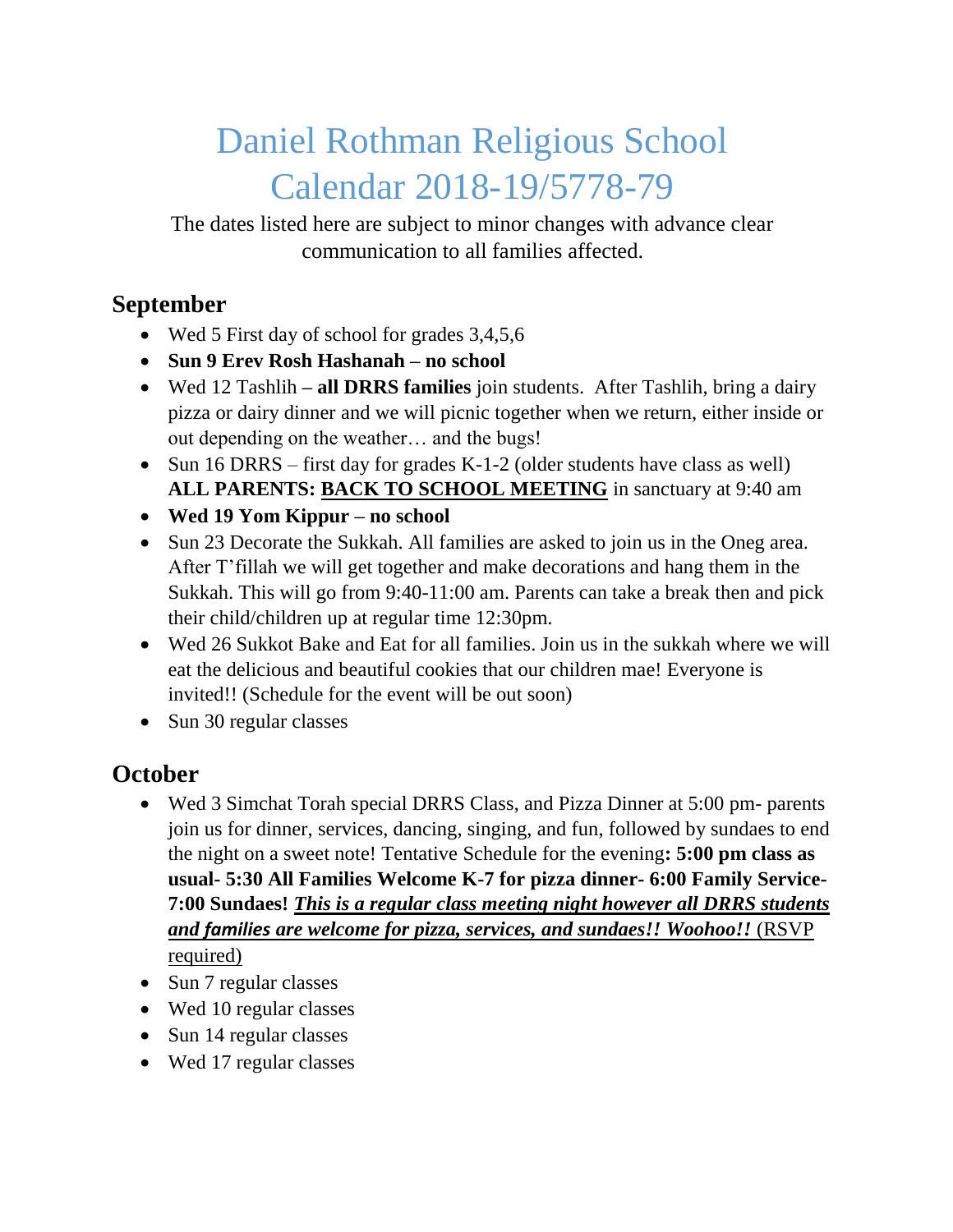# Daniel Rothman Religious School Calendar 2018-19/5778-79

The dates listed here are subject to minor changes with advance clear communication to all families affected.

## September

- Wed 5 First day of school for grades 3,4,5,6
- **Sun 9 Erev Rosh Hashanah – no school**
- Wed 12 Tashlih **– all DRRS families** join students. After Tashlih, bring a dairy pizza or dairy dinner and we will picnic together when we return, either inside or out depending on the weather… and the bugs!
- Sun 16 DRRS – first day for grades K-1-2 (older students have class as well) **ALL PARENTS: <u>BACK TO SCHOOL MEETING</u>** in sanctuary at 9:40 am
- **Wed 19 Yom Kippur – no school**
- Sun 23 Decorate the Sukkah. All families are asked to join us in the Oneg area. After T'fillah we will get together and make decorations and hang them in the Sukkah. This will go from 9:40-11:00 am. Parents can take a break then and pick their child/children up at regular time 12:30pm.
- Wed 26 Sukkot Bake and Eat for all families. Join us in the sukkah where we will eat the delicious and beautiful cookies that our children mae! Everyone is invited!! (Schedule for the event will be out soon)
- Sun 30 regular classes

## October

- Wed 3 Simchat Torah special DRRS Class, and Pizza Dinner at 5:00 pm- parents join us for dinner, services, dancing, singing, and fun, followed by sundaes to end the night on a sweet note! Tentative Schedule for the evening**: 5:00 pm class as usual- 5:30 All Families Welcome K-7 for pizza dinner- 6:00 Family Service- 7:00 Sundaes!** ***<u>This is a regular class meeting night however all DRRS students and families are welcome for pizza, services, and sundaes!! Woohoo!!</u>*** <u>(RSVP required)</u>
- Sun 7 regular classes
- Wed 10 regular classes
- Sun 14 regular classes
- Wed 17 regular classes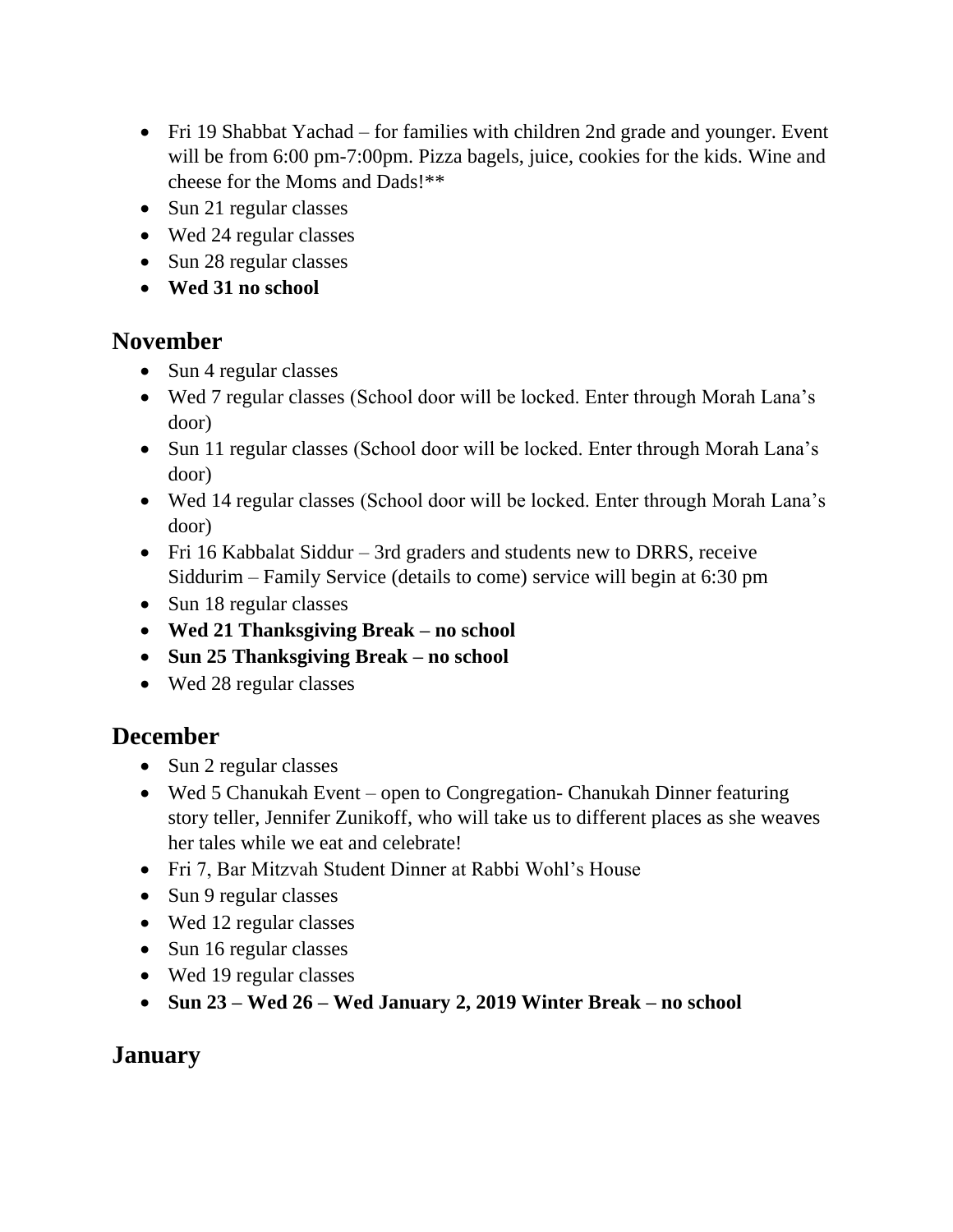- Fri 19 Shabbat Yachad – for families with children 2nd grade and younger. Event will be from 6:00 pm-7:00pm. Pizza bagels, juice, cookies for the kids. Wine and cheese for the Moms and Dads!**
- Sun 21 regular classes
- Wed 24 regular classes
- Sun 28 regular classes
- **Wed 31 no school**

## November

- Sun 4 regular classes
- Wed 7 regular classes (School door will be locked. Enter through Morah Lana's door)
- Sun 11 regular classes (School door will be locked. Enter through Morah Lana's door)
- Wed 14 regular classes (School door will be locked. Enter through Morah Lana's door)
- Fri 16 Kabbalat Siddur – 3rd graders and students new to DRRS, receive Siddurim – Family Service (details to come) service will begin at 6:30 pm
- Sun 18 regular classes
- **Wed 21 Thanksgiving Break – no school**
- **Sun 25 Thanksgiving Break – no school**
- Wed 28 regular classes

## December

- Sun 2 regular classes
- Wed 5 Chanukah Event – open to Congregation- Chanukah Dinner featuring story teller, Jennifer Zunikoff, who will take us to different places as she weaves her tales while we eat and celebrate!
- Fri 7, Bar Mitzvah Student Dinner at Rabbi Wohl's House
- Sun 9 regular classes
- Wed 12 regular classes
- Sun 16 regular classes
- Wed 19 regular classes
- **Sun 23 – Wed 26 – Wed January 2, 2019 Winter Break – no school**

## January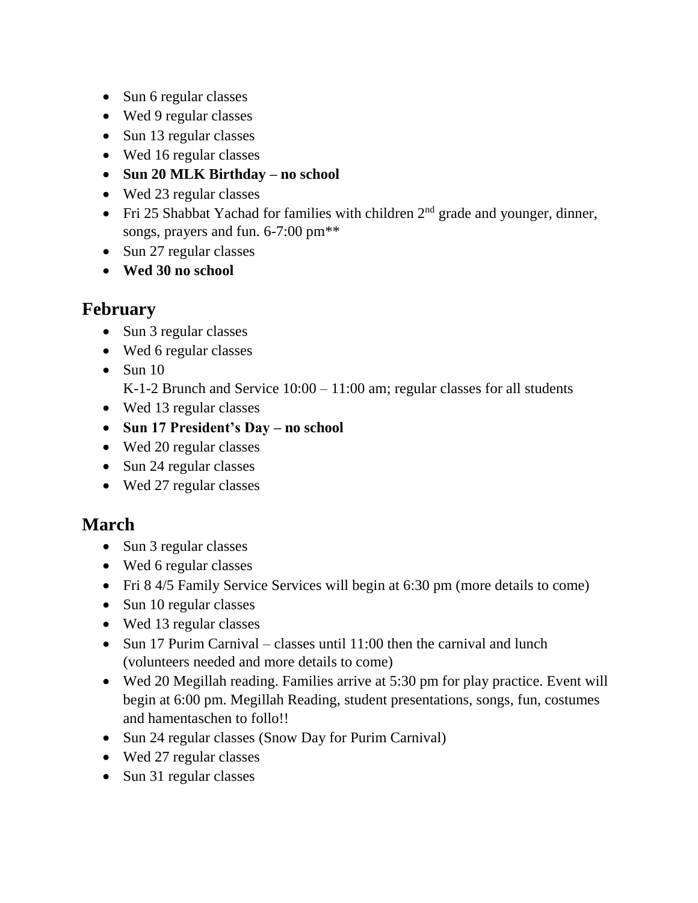- Sun 6 regular classes
- Wed 9 regular classes
- Sun 13 regular classes
- Wed 16 regular classes
- **Sun 20 MLK Birthday – no school**
- Wed 23 regular classes
- Fri 25 Shabbat Yachad for families with children 2nd grade and younger, dinner, songs, prayers and fun. 6-7:00 pm**
- Sun 27 regular classes
- **Wed 30 no school**

## February

- Sun 3 regular classes
- Wed 6 regular classes
- Sun 10
  K-1-2 Brunch and Service 10:00 – 11:00 am; regular classes for all students
- Wed 13 regular classes
- **Sun 17 President's Day – no school**
- Wed 20 regular classes
- Sun 24 regular classes
- Wed 27 regular classes

## March

- Sun 3 regular classes
- Wed 6 regular classes
- Fri 8 4/5 Family Service Services will begin at 6:30 pm (more details to come)
- Sun 10 regular classes
- Wed 13 regular classes
- Sun 17 Purim Carnival – classes until 11:00 then the carnival and lunch (volunteers needed and more details to come)
- Wed 20 Megillah reading. Families arrive at 5:30 pm for play practice. Event will begin at 6:00 pm. Megillah Reading, student presentations, songs, fun, costumes and hamentaschen to follo!!
- Sun 24 regular classes (Snow Day for Purim Carnival)
- Wed 27 regular classes
- Sun 31 regular classes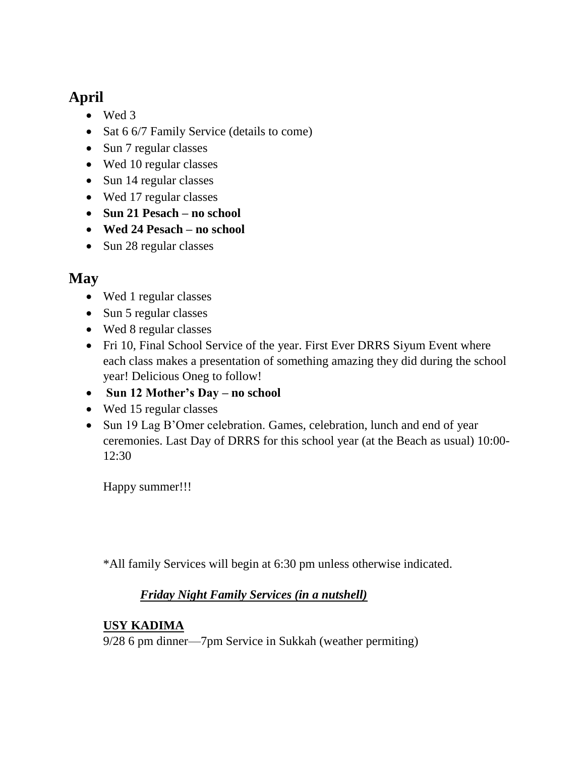## April

- Wed 3
- Sat 6 6/7 Family Service (details to come)
- Sun 7 regular classes
- Wed 10 regular classes
- Sun 14 regular classes
- Wed 17 regular classes
- **Sun 21 Pesach – no school**
- **Wed 24 Pesach – no school**
- Sun 28 regular classes

## May

- Wed 1 regular classes
- Sun 5 regular classes
- Wed 8 regular classes
- Fri 10, Final School Service of the year. First Ever DRRS Siyum Event where each class makes a presentation of something amazing they did during the school year! Delicious Oneg to follow!
- **Sun 12 Mother's Day – no school**
- Wed 15 regular classes
- Sun 19 Lag B'Omer celebration. Games, celebration, lunch and end of year ceremonies. Last Day of DRRS for this school year (at the Beach as usual) 10:00-12:30

  Happy summer!!!

\*All family Services will begin at 6:30 pm unless otherwise indicated.

***Friday Night Family Services (in a nutshell)***

**USY KADIMA**

9/28 6 pm dinner—7pm Service in Sukkah (weather permiting)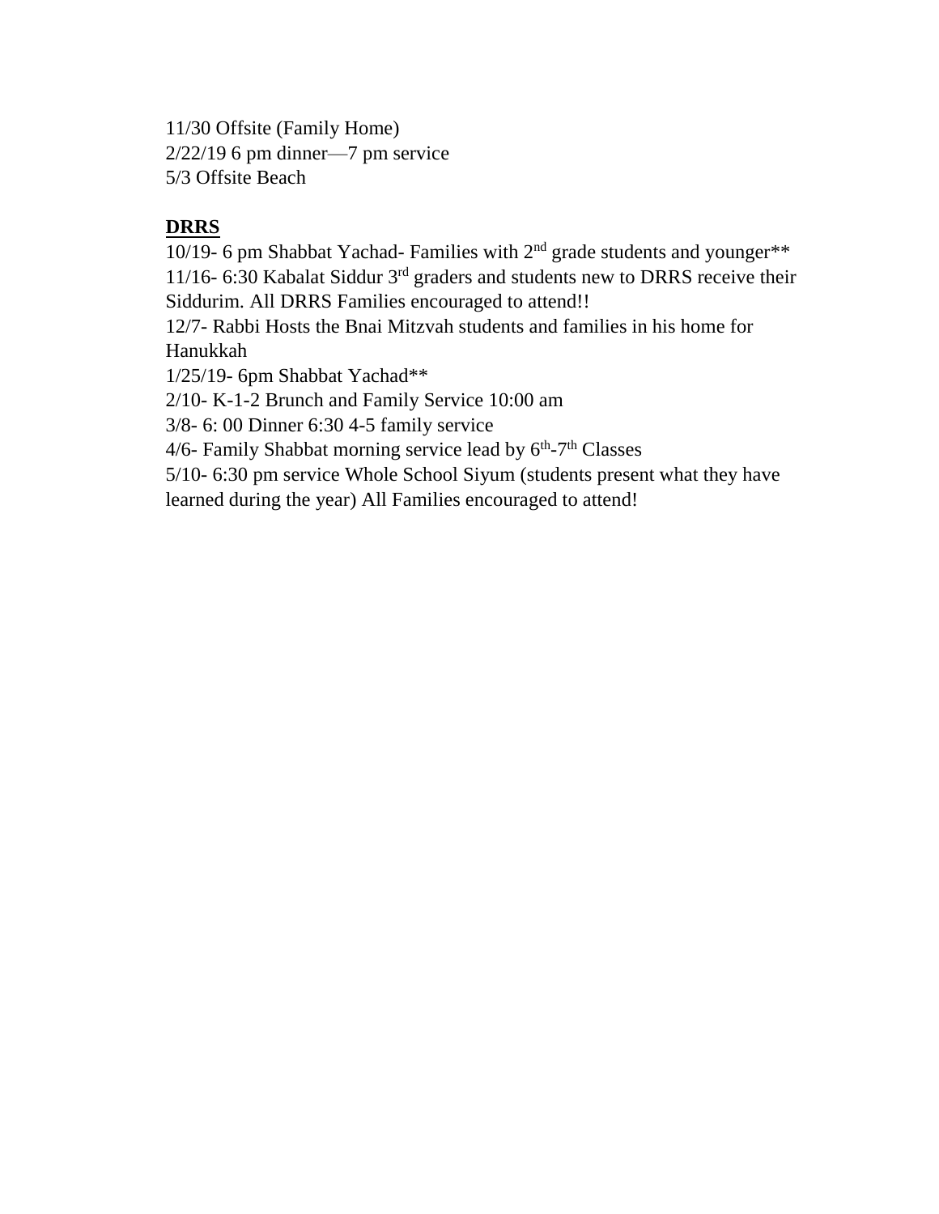11/30 Offsite (Family Home)
2/22/19 6 pm dinner—7 pm service
5/3 Offsite Beach

**DRRS**

10/19- 6 pm Shabbat Yachad- Families with 2nd grade students and younger**
11/16- 6:30 Kabalat Siddur 3rd graders and students new to DRRS receive their Siddurim. All DRRS Families encouraged to attend!!
12/7- Rabbi Hosts the Bnai Mitzvah students and families in his home for Hanukkah
1/25/19- 6pm Shabbat Yachad**
2/10- K-1-2 Brunch and Family Service 10:00 am
3/8- 6: 00 Dinner 6:30 4-5 family service
4/6- Family Shabbat morning service lead by 6th-7th Classes
5/10- 6:30 pm service Whole School Siyum (students present what they have learned during the year) All Families encouraged to attend!